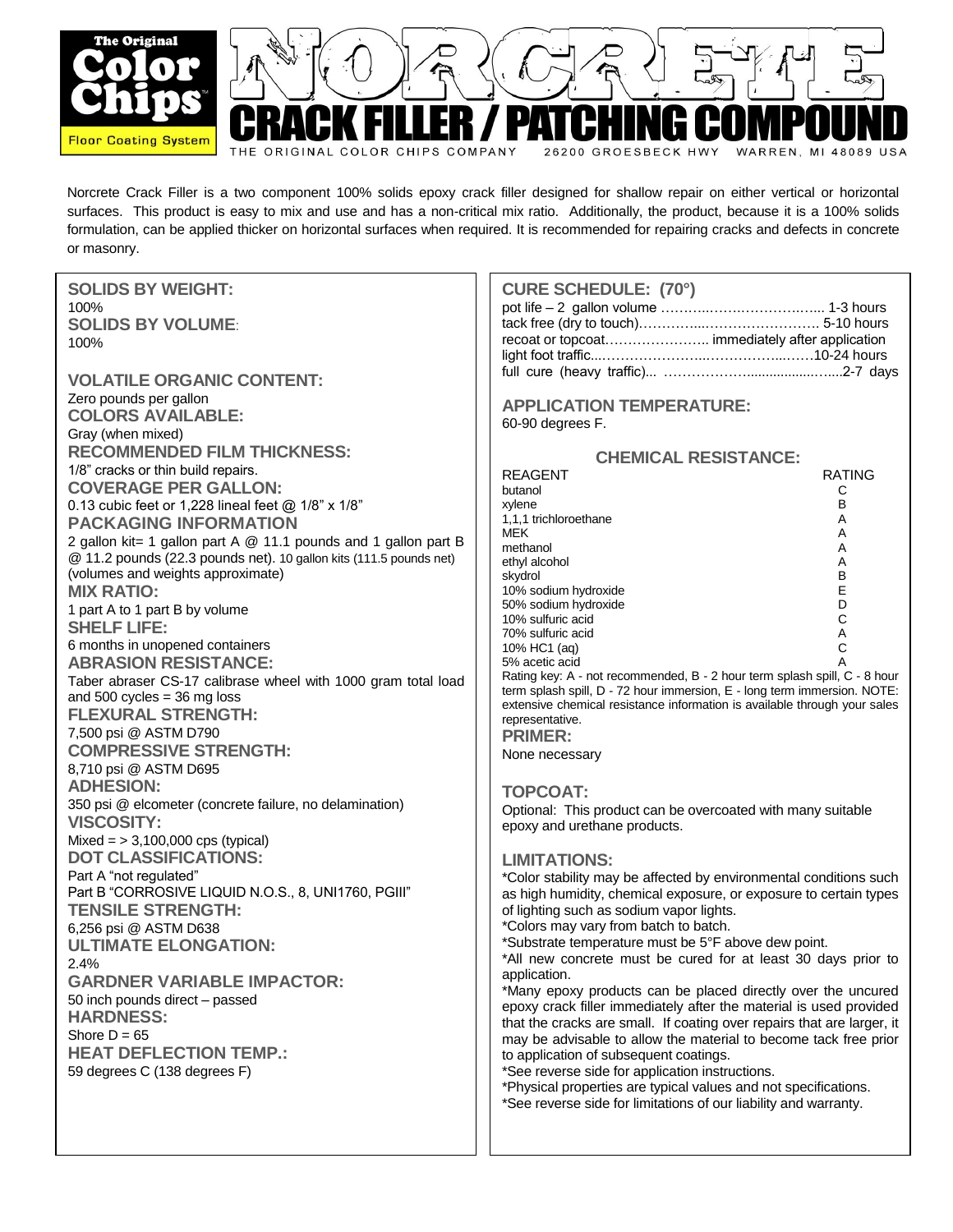# The Original Color Chips Floor Coating System

# NORCRETE

## CRACK FILLER / PATCHING COMPOUND

THE ORIGINAL COLOR CHIPS COMPANY 26200 GROESBECK HWY WARREN, MI 48089 USA

Norcrete Crack Filler is a two component 100% solids epoxy crack filler designed for shallow repair on either vertical or horizontal surfaces. This product is easy to mix and use and has a non-critical mix ratio. Additionally, the product, because it is a 100% solids formulation, can be applied thicker on horizontal surfaces when required. It is recommended for repairing cracks and defects in concrete or masonry.

**SOLIDS BY WEIGHT:**
100%

**SOLIDS BY VOLUME:**
100%

**VOLATILE ORGANIC CONTENT:**
Zero pounds per gallon

**COLORS AVAILABLE:**
Gray (when mixed)

**RECOMMENDED FILM THICKNESS:**
1/8" cracks or thin build repairs.

**COVERAGE PER GALLON:**
0.13 cubic feet or 1,228 lineal feet @ 1/8" x 1/8"

**PACKAGING INFORMATION**
2 gallon kit= 1 gallon part A @ 11.1 pounds and 1 gallon part B @ 11.2 pounds (22.3 pounds net). 10 gallon kits (111.5 pounds net) (volumes and weights approximate)

**MIX RATIO:**
1 part A to 1 part B by volume

**SHELF LIFE:**
6 months in unopened containers

**ABRASION RESISTANCE:**
Taber abraser CS-17 calibrase wheel with 1000 gram total load and 500 cycles = 36 mg loss

**FLEXURAL STRENGTH:**
7,500 psi @ ASTM D790

**COMPRESSIVE STRENGTH:**
8,710 psi @ ASTM D695

**ADHESION:**
350 psi @ elcometer (concrete failure, no delamination)

**VISCOSITY:**
Mixed = > 3,100,000 cps (typical)

**DOT CLASSIFICATIONS:**
Part A "not regulated"
Part B "CORROSIVE LIQUID N.O.S., 8, UNI1760, PGIII"

**TENSILE STRENGTH:**
6,256 psi @ ASTM D638

**ULTIMATE ELONGATION:**
2.4%

**GARDNER VARIABLE IMPACTOR:**
50 inch pounds direct – passed

**HARDNESS:**
Shore D = 65

**HEAT DEFLECTION TEMP.:**
59 degrees C (138 degrees F)

**CURE SCHEDULE: (70°)**
pot life – 2 gallon volume ........................ 1-3 hours
tack free (dry to touch)........................ 5-10 hours
recoat or topcoat........................ immediately after application
light foot traffic........................ 10-24 hours
full cure (heavy traffic)........................ 2-7 days

**APPLICATION TEMPERATURE:**
60-90 degrees F.

**CHEMICAL RESISTANCE:**

| REAGENT | RATING |
|---|---|
| butanol | C |
| xylene | B |
| 1,1,1 trichloroethane | A |
| MEK | A |
| methanol | A |
| ethyl alcohol | A |
| skydrol | B |
| 10% sodium hydroxide | E |
| 50% sodium hydroxide | D |
| 10% sulfuric acid | C |
| 70% sulfuric acid | A |
| 10% HC1 (aq) | C |
| 5% acetic acid | A |

Rating key: A - not recommended, B - 2 hour term splash spill, C - 8 hour term splash spill, D - 72 hour immersion, E - long term immersion. NOTE: extensive chemical resistance information is available through your sales representative.

**PRIMER:**
None necessary

**TOPCOAT:**
Optional: This product can be overcoated with many suitable epoxy and urethane products.

**LIMITATIONS:**
*Color stability may be affected by environmental conditions such as high humidity, chemical exposure, or exposure to certain types of lighting such as sodium vapor lights.
*Colors may vary from batch to batch.
*Substrate temperature must be 5°F above dew point.
*All new concrete must be cured for at least 30 days prior to application.
*Many epoxy products can be placed directly over the uncured epoxy crack filler immediately after the material is used provided that the cracks are small. If coating over repairs that are larger, it may be advisable to allow the material to become tack free prior to application of subsequent coatings.
*See reverse side for application instructions.
*Physical properties are typical values and not specifications.
*See reverse side for limitations of our liability and warranty.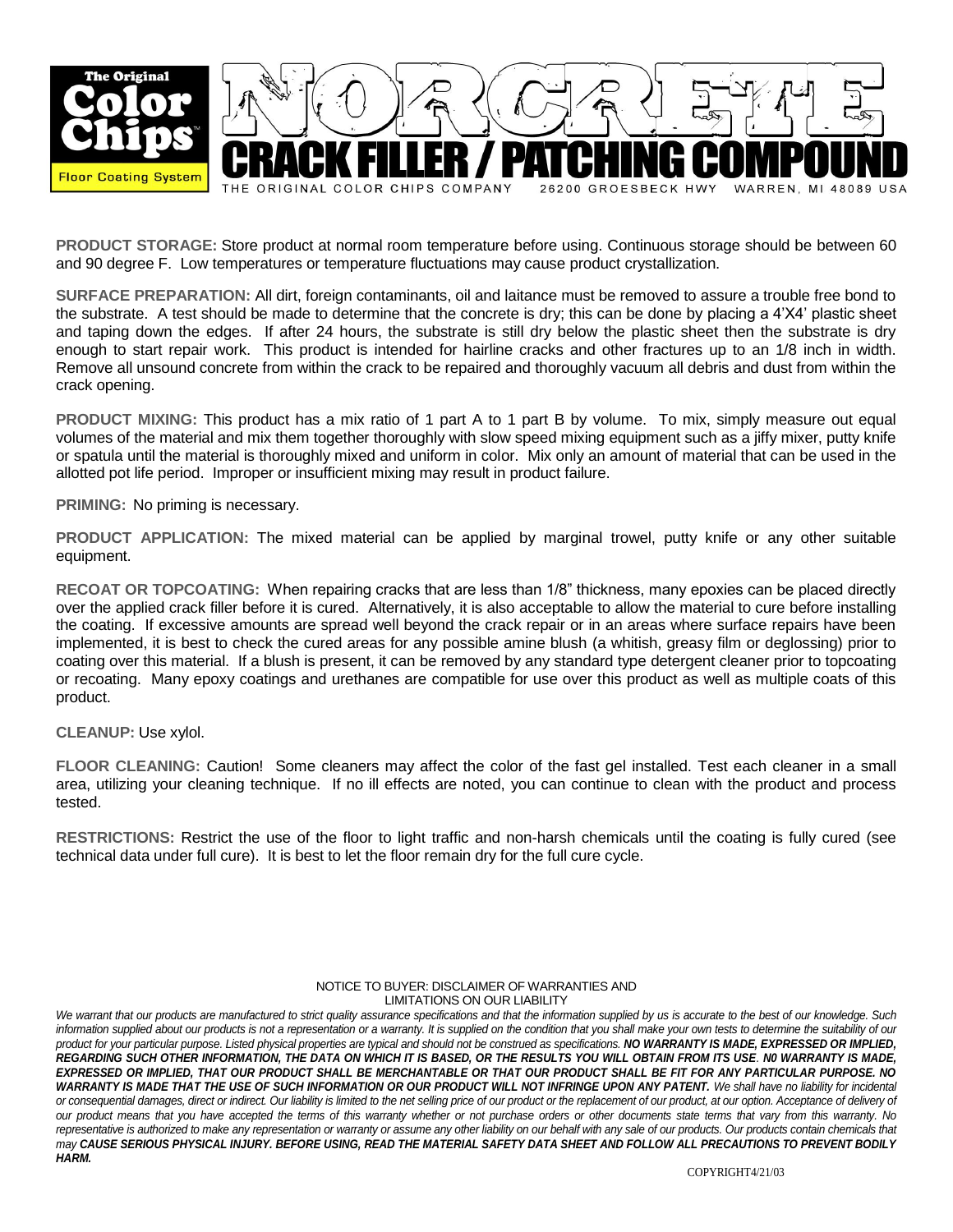**The Original Color Chips™ Floor Coating System**

# NORCRETE

## CRACK FILLER / PATCHING COMPOUND

THE ORIGINAL COLOR CHIPS COMPANY 26200 GROESBECK HWY WARREN, MI 48089 USA

**PRODUCT STORAGE:** Store product at normal room temperature before using. Continuous storage should be between 60 and 90 degree F. Low temperatures or temperature fluctuations may cause product crystallization.

**SURFACE PREPARATION:** All dirt, foreign contaminants, oil and laitance must be removed to assure a trouble free bond to the substrate. A test should be made to determine that the concrete is dry; this can be done by placing a 4'X4' plastic sheet and taping down the edges. If after 24 hours, the substrate is still dry below the plastic sheet then the substrate is dry enough to start repair work. This product is intended for hairline cracks and other fractures up to an 1/8 inch in width. Remove all unsound concrete from within the crack to be repaired and thoroughly vacuum all debris and dust from within the crack opening.

**PRODUCT MIXING:** This product has a mix ratio of 1 part A to 1 part B by volume. To mix, simply measure out equal volumes of the material and mix them together thoroughly with slow speed mixing equipment such as a jiffy mixer, putty knife or spatula until the material is thoroughly mixed and uniform in color. Mix only an amount of material that can be used in the allotted pot life period. Improper or insufficient mixing may result in product failure.

**PRIMING:** No priming is necessary.

**PRODUCT APPLICATION:** The mixed material can be applied by marginal trowel, putty knife or any other suitable equipment.

**RECOAT OR TOPCOATING:** When repairing cracks that are less than 1/8" thickness, many epoxies can be placed directly over the applied crack filler before it is cured. Alternatively, it is also acceptable to allow the material to cure before installing the coating. If excessive amounts are spread well beyond the crack repair or in an areas where surface repairs have been implemented, it is best to check the cured areas for any possible amine blush (a whitish, greasy film or deglossing) prior to coating over this material. If a blush is present, it can be removed by any standard type detergent cleaner prior to topcoating or recoating. Many epoxy coatings and urethanes are compatible for use over this product as well as multiple coats of this product.

**CLEANUP:** Use xylol.

**FLOOR CLEANING:** Caution! Some cleaners may affect the color of the fast gel installed. Test each cleaner in a small area, utilizing your cleaning technique. If no ill effects are noted, you can continue to clean with the product and process tested.

**RESTRICTIONS:** Restrict the use of the floor to light traffic and non-harsh chemicals until the coating is fully cured (see technical data under full cure). It is best to let the floor remain dry for the full cure cycle.

NOTICE TO BUYER: DISCLAIMER OF WARRANTIES AND LIMITATIONS ON OUR LIABILITY

*We warrant that our products are manufactured to strict quality assurance specifications and that the information supplied by us is accurate to the best of our knowledge. Such information supplied about our products is not a representation or a warranty. It is supplied on the condition that you shall make your own tests to determine the suitability of our product for your particular purpose. Listed physical properties are typical and should not be construed as specifications.* ***NO WARRANTY IS MADE, EXPRESSED OR IMPLIED, REGARDING SUCH OTHER INFORMATION, THE DATA ON WHICH IT IS BASED, OR THE RESULTS YOU WILL OBTAIN FROM ITS USE. N0 WARRANTY IS MADE, EXPRESSED OR IMPLIED, THAT OUR PRODUCT SHALL BE MERCHANTABLE OR THAT OUR PRODUCT SHALL BE FIT FOR ANY PARTICULAR PURPOSE. NO WARRANTY IS MADE THAT THE USE OF SUCH INFORMATION OR OUR PRODUCT WILL NOT INFRINGE UPON ANY PATENT.*** *We shall have no liability for incidental or consequential damages, direct or indirect. Our liability is limited to the net selling price of our product or the replacement of our product, at our option. Acceptance of delivery of our product means that you have accepted the terms of this warranty whether or not purchase orders or other documents state terms that vary from this warranty. No representative is authorized to make any representation or warranty or assume any other liability on our behalf with any sale of our products. Our products contain chemicals that may* ***CAUSE SERIOUS PHYSICAL INJURY. BEFORE USING, READ THE MATERIAL SAFETY DATA SHEET AND FOLLOW ALL PRECAUTIONS TO PREVENT BODILY HARM.***

COPYRIGHT4/21/03